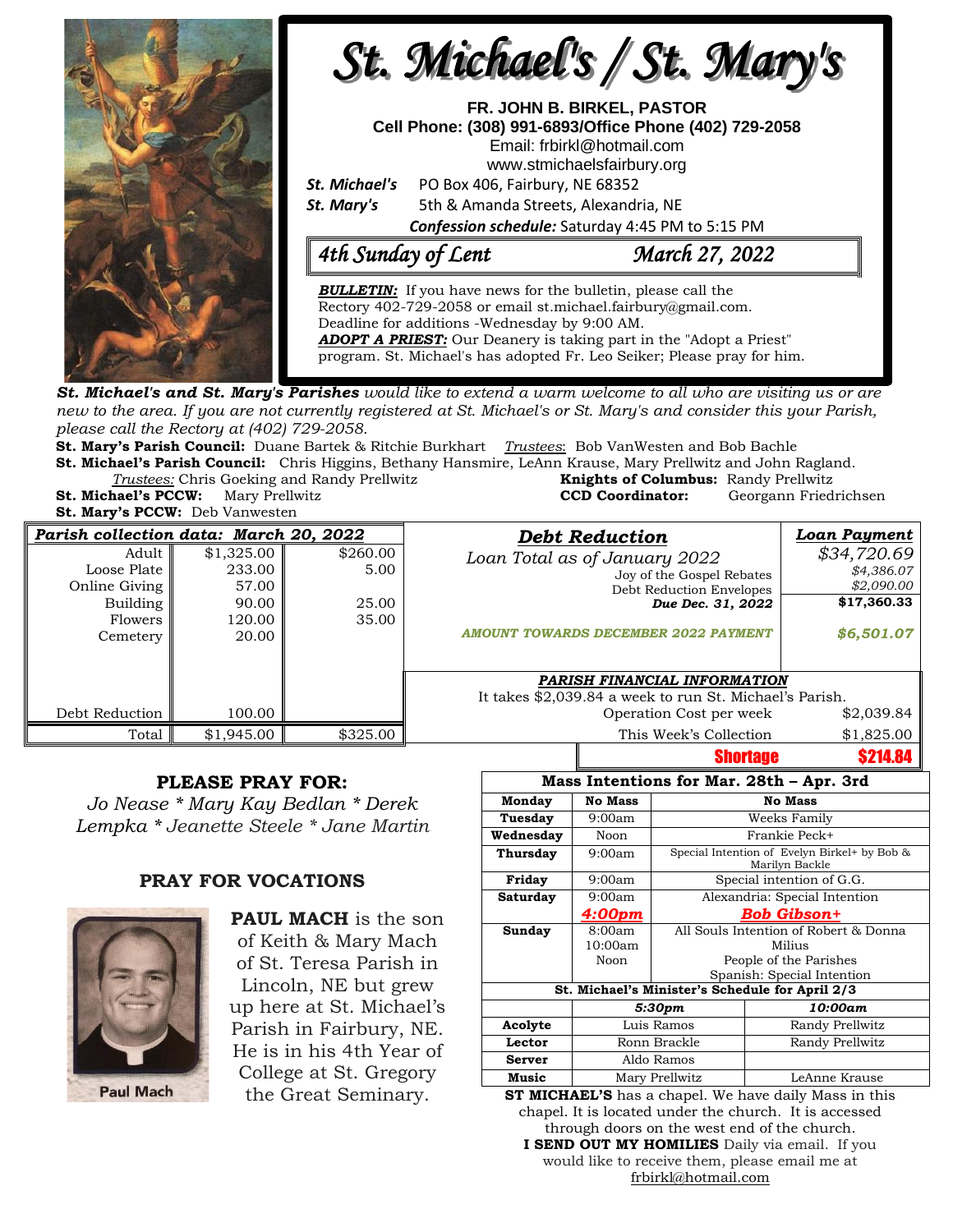# St. Michael's / St. Mary's

**FR. JOHN B. BIRKEL, PASTOR**
**Cell Phone: (308) 991-6893/Office Phone (402) 729-2058**
Email: frbirkl@hotmail.com
www.stmichaelsfairbury.org

***St. Michael's*** PO Box 406, Fairbury, NE 68352
***St. Mary's*** 5th & Amanda Streets, Alexandria, NE

***Confession schedule:*** Saturday 4:45 PM to 5:15 PM

## *4th Sunday of Lent* — *March 27, 2022*

***BULLETIN:*** If you have news for the bulletin, please call the Rectory 402-729-2058 or email st.michael.fairbury@gmail.com. Deadline for additions -Wednesday by 9:00 AM.
***ADOPT A PRIEST:*** Our Deanery is taking part in the "Adopt a Priest" program. St. Michael's has adopted Fr. Leo Seiker; Please pray for him.

***St. Michael's and St. Mary's Parishes*** *would like to extend a warm welcome to all who are visiting us or are new to the area. If you are not currently registered at St. Michael's or St. Mary's and consider this your Parish, please call the Rectory at (402) 729-2058.*

**St. Mary's Parish Council:** Duane Bartek & Ritchie Burkhart *Trustees*: Bob VanWesten and Bob Bachle
**St. Michael's Parish Council:** Chris Higgins, Bethany Hansmire, LeAnn Krause, Mary Prellwitz and John Ragland.
*Trustees:* Chris Goeking and Randy Prellwitz
**Knights of Columbus:** Randy Prellwitz
**St. Michael's PCCW:** Mary Prellwitz
**CCD Coordinator:** Georgann Friedrichsen
**St. Mary's PCCW:** Deb Vanwesten

| ***Parish collection data: March 20, 2022*** | | |
|---|---|---|
| Adult | $1,325.00 | $260.00 |
| Loose Plate | 233.00 | 5.00 |
| Online Giving | 57.00 | |
| Building | 90.00 | 25.00 |
| Flowers | 120.00 | 35.00 |
| Cemetery | 20.00 | |
| Debt Reduction | 100.00 | |
| Total | $1,945.00 | $325.00 |

| ***Debt Reduction*** | ***Loan Payment*** |
|---|---|
| *Loan Total as of January 2022* | *$34,720.69* |
| Joy of the Gospel Rebates | *$4,386.07* |
| Debt Reduction Envelopes | *$2,090.00* |
| ***Due Dec. 31, 2022*** | **$17,360.33** |
| ***AMOUNT TOWARDS DECEMBER 2022 PAYMENT*** | ***$6,501.07*** |

***PARISH FINANCIAL INFORMATION***
It takes $2,039.84 a week to run St. Michael's Parish.

| | |
|---|---|
| Operation Cost per week | $2,039.84 |
| This Week's Collection | $1,825.00 |
| **Shortage** | **$214.84** |

## PLEASE PRAY FOR:

*Jo Nease * Mary Kay Bedlan * Derek Lempka * Jeanette Steele * Jane Martin*

## PRAY FOR VOCATIONS

Paul Mach

**PAUL MACH** is the son of Keith & Mary Mach of St. Teresa Parish in Lincoln, NE but grew up here at St. Michael's Parish in Fairbury, NE. He is in his 4th Year of College at St. Gregory the Great Seminary.

| **Mass Intentions for Mar. 28th – Apr. 3rd** | | |
|---|---|---|
| **Monday** | **No Mass** | **No Mass** |
| **Tuesday** | 9:00am | Weeks Family |
| **Wednesday** | Noon | Frankie Peck+ |
| **Thursday** | 9:00am | Special Intention of Evelyn Birkel+ by Bob & Marilyn Backle |
| **Friday** | 9:00am | Special intention of G.G. |
| **Saturday** | 9:00am | Alexandria: Special Intention |
| | ***4:00pm*** | ***Bob Gibson+*** |
| **Sunday** | 8:00am | All Souls Intention of Robert & Donna Milius |
| | 10:00am | People of the Parishes |
| | Noon | Spanish: Special Intention |

| **St. Michael's Minister's Schedule for April 2/3** | | |
|---|---|---|
| | ***5:30pm*** | ***10:00am*** |
| **Acolyte** | Luis Ramos | Randy Prellwitz |
| **Lector** | Ronn Brackle | Randy Prellwitz |
| **Server** | Aldo Ramos | |
| **Music** | Mary Prellwitz | LeAnne Krause |

**ST MICHAEL'S** has a chapel. We have daily Mass in this chapel. It is located under the church. It is accessed through doors on the west end of the church.

**I SEND OUT MY HOMILIES** Daily via email. If you would like to receive them, please email me at frbirkl@hotmail.com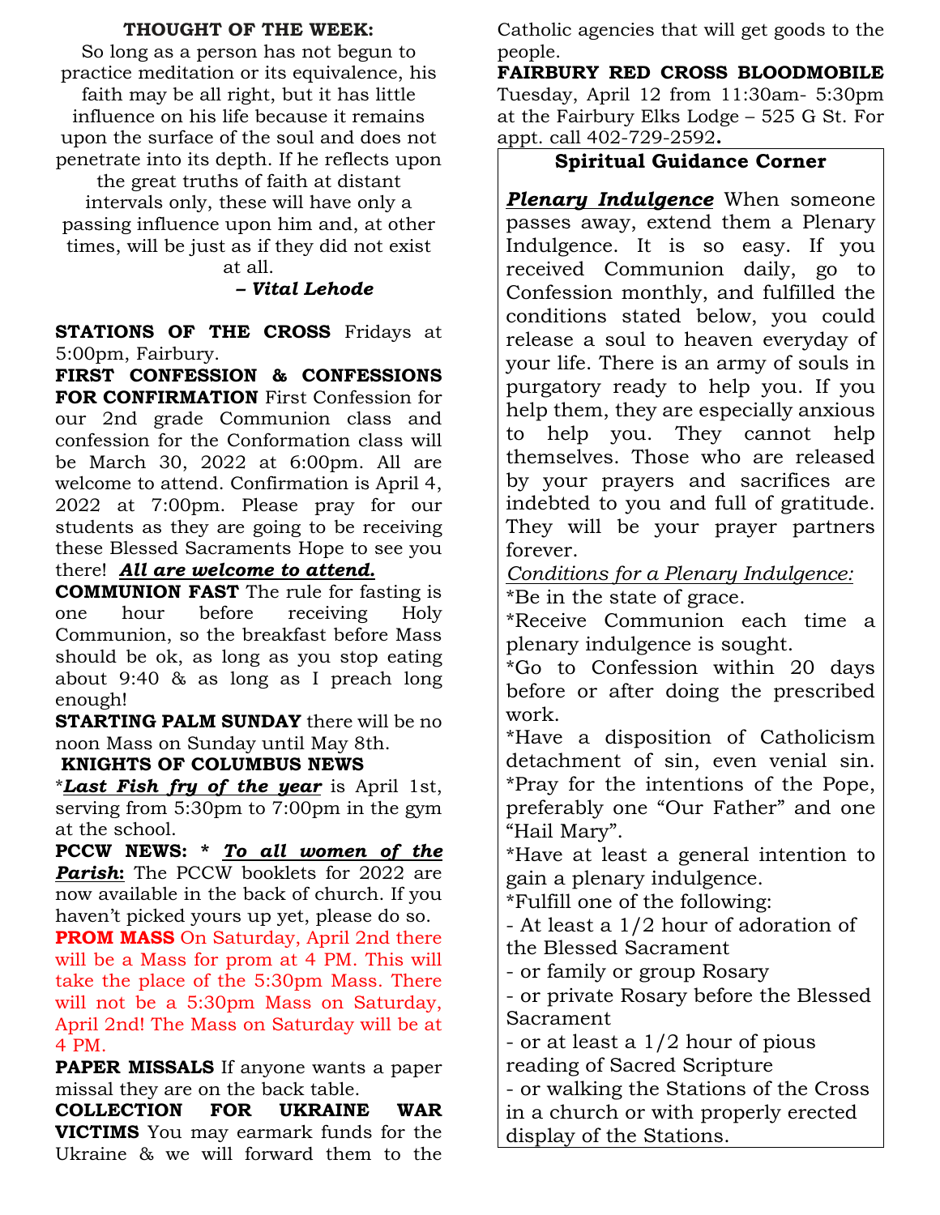**THOUGHT OF THE WEEK:**

So long as a person has not begun to practice meditation or its equivalence, his faith may be all right, but it has little influence on his life because it remains upon the surface of the soul and does not penetrate into its depth. If he reflects upon the great truths of faith at distant intervals only, these will have only a passing influence upon him and, at other times, will be just as if they did not exist at all.

***– Vital Lehode***

**STATIONS OF THE CROSS** Fridays at 5:00pm, Fairbury.

**FIRST CONFESSION & CONFESSIONS FOR CONFIRMATION** First Confession for our 2nd grade Communion class and confession for the Conformation class will be March 30, 2022 at 6:00pm. All are welcome to attend. Confirmation is April 4, 2022 at 7:00pm. Please pray for our students as they are going to be receiving these Blessed Sacraments Hope to see you there! ***All are welcome to attend.***

**COMMUNION FAST** The rule for fasting is one hour before receiving Holy Communion, so the breakfast before Mass should be ok, as long as you stop eating about 9:40 & as long as I preach long enough!

**STARTING PALM SUNDAY** there will be no noon Mass on Sunday until May 8th.

**KNIGHTS OF COLUMBUS NEWS**

*___Last Fish fry of the year___ is April 1st, serving from 5:30pm to 7:00pm in the gym at the school.

**PCCW NEWS: * *To all women of the Parish*:** The PCCW booklets for 2022 are now available in the back of church. If you haven't picked yours up yet, please do so.

**PROM MASS** On Saturday, April 2nd there will be a Mass for prom at 4 PM. This will take the place of the 5:30pm Mass. There will not be a 5:30pm Mass on Saturday, April 2nd! The Mass on Saturday will be at 4 PM.

**PAPER MISSALS** If anyone wants a paper missal they are on the back table.

**COLLECTION FOR UKRAINE WAR VICTIMS** You may earmark funds for the Ukraine & we will forward them to the Catholic agencies that will get goods to the people.

**FAIRBURY RED CROSS BLOODMOBILE** Tuesday, April 12 from 11:30am- 5:30pm at the Fairbury Elks Lodge – 525 G St. For appt. call 402-729-2592.

## Spiritual Guidance Corner

***Plenary Indulgence*** When someone passes away, extend them a Plenary Indulgence. It is so easy. If you received Communion daily, go to Confession monthly, and fulfilled the conditions stated below, you could release a soul to heaven everyday of your life. There is an army of souls in purgatory ready to help you. If you help them, they are especially anxious to help you. They cannot help themselves. Those who are released by your prayers and sacrifices are indebted to you and full of gratitude. They will be your prayer partners forever.

*Conditions for a Plenary Indulgence:*

*Be in the state of grace.

*Receive Communion each time a plenary indulgence is sought.

*Go to Confession within 20 days before or after doing the prescribed work.

*Have a disposition of Catholicism detachment of sin, even venial sin.

*Pray for the intentions of the Pope, preferably one "Our Father" and one "Hail Mary".

*Have at least a general intention to gain a plenary indulgence.

*Fulfill one of the following:

- At least a 1/2 hour of adoration of the Blessed Sacrament
- or family or group Rosary
- or private Rosary before the Blessed Sacrament
- or at least a 1/2 hour of pious reading of Sacred Scripture
- or walking the Stations of the Cross in a church or with properly erected display of the Stations.